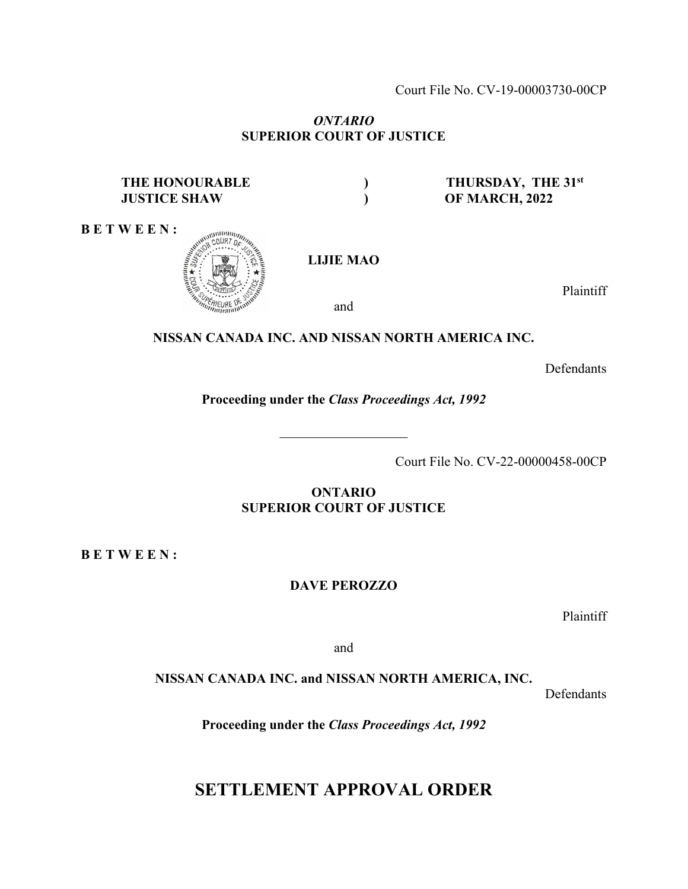Court File No. CV-19-00003730-00CP

*ONTARIO*
**SUPERIOR COURT OF JUSTICE**

| | | |
|---|---|---|
| **THE HONOURABLE JUSTICE SHAW** | **)** **)** | **THURSDAY, THE 31st OF MARCH, 2022** |

**B E T W E E N :**

**LIJIE MAO**

Plaintiff

and

**NISSAN CANADA INC. AND NISSAN NORTH AMERICA INC.**

Defendants

**Proceeding under the *Class Proceedings Act, 1992***

---

Court File No. CV-22-00000458-00CP

**ONTARIO**
**SUPERIOR COURT OF JUSTICE**

**B E T W E E N :**

**DAVE PEROZZO**

Plaintiff

and

**NISSAN CANADA INC. and NISSAN NORTH AMERICA, INC.**

Defendants

**Proceeding under the *Class Proceedings Act, 1992***

# SETTLEMENT APPROVAL ORDER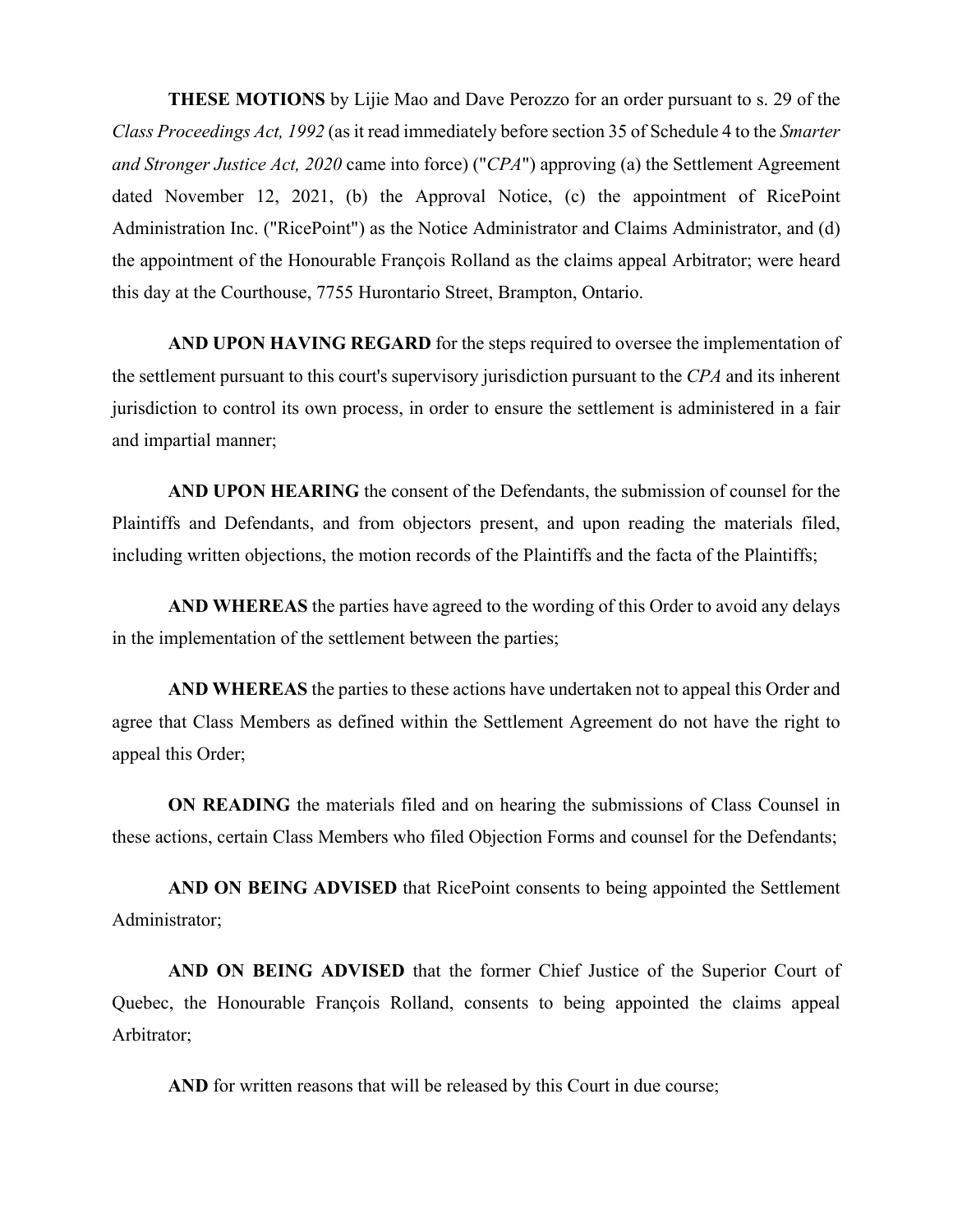**THESE MOTIONS** by Lijie Mao and Dave Perozzo for an order pursuant to s. 29 of the *Class Proceedings Act, 1992* (as it read immediately before section 35 of Schedule 4 to the *Smarter and Stronger Justice Act, 2020* came into force) ("*CPA*") approving (a) the Settlement Agreement dated November 12, 2021, (b) the Approval Notice, (c) the appointment of RicePoint Administration Inc. ("RicePoint") as the Notice Administrator and Claims Administrator, and (d) the appointment of the Honourable François Rolland as the claims appeal Arbitrator; were heard this day at the Courthouse, 7755 Hurontario Street, Brampton, Ontario.

**AND UPON HAVING REGARD** for the steps required to oversee the implementation of the settlement pursuant to this court's supervisory jurisdiction pursuant to the *CPA* and its inherent jurisdiction to control its own process, in order to ensure the settlement is administered in a fair and impartial manner;

**AND UPON HEARING** the consent of the Defendants, the submission of counsel for the Plaintiffs and Defendants, and from objectors present, and upon reading the materials filed, including written objections, the motion records of the Plaintiffs and the facta of the Plaintiffs;

**AND WHEREAS** the parties have agreed to the wording of this Order to avoid any delays in the implementation of the settlement between the parties;

**AND WHEREAS** the parties to these actions have undertaken not to appeal this Order and agree that Class Members as defined within the Settlement Agreement do not have the right to appeal this Order;

**ON READING** the materials filed and on hearing the submissions of Class Counsel in these actions, certain Class Members who filed Objection Forms and counsel for the Defendants;

**AND ON BEING ADVISED** that RicePoint consents to being appointed the Settlement Administrator;

**AND ON BEING ADVISED** that the former Chief Justice of the Superior Court of Quebec, the Honourable François Rolland, consents to being appointed the claims appeal Arbitrator;

**AND** for written reasons that will be released by this Court in due course;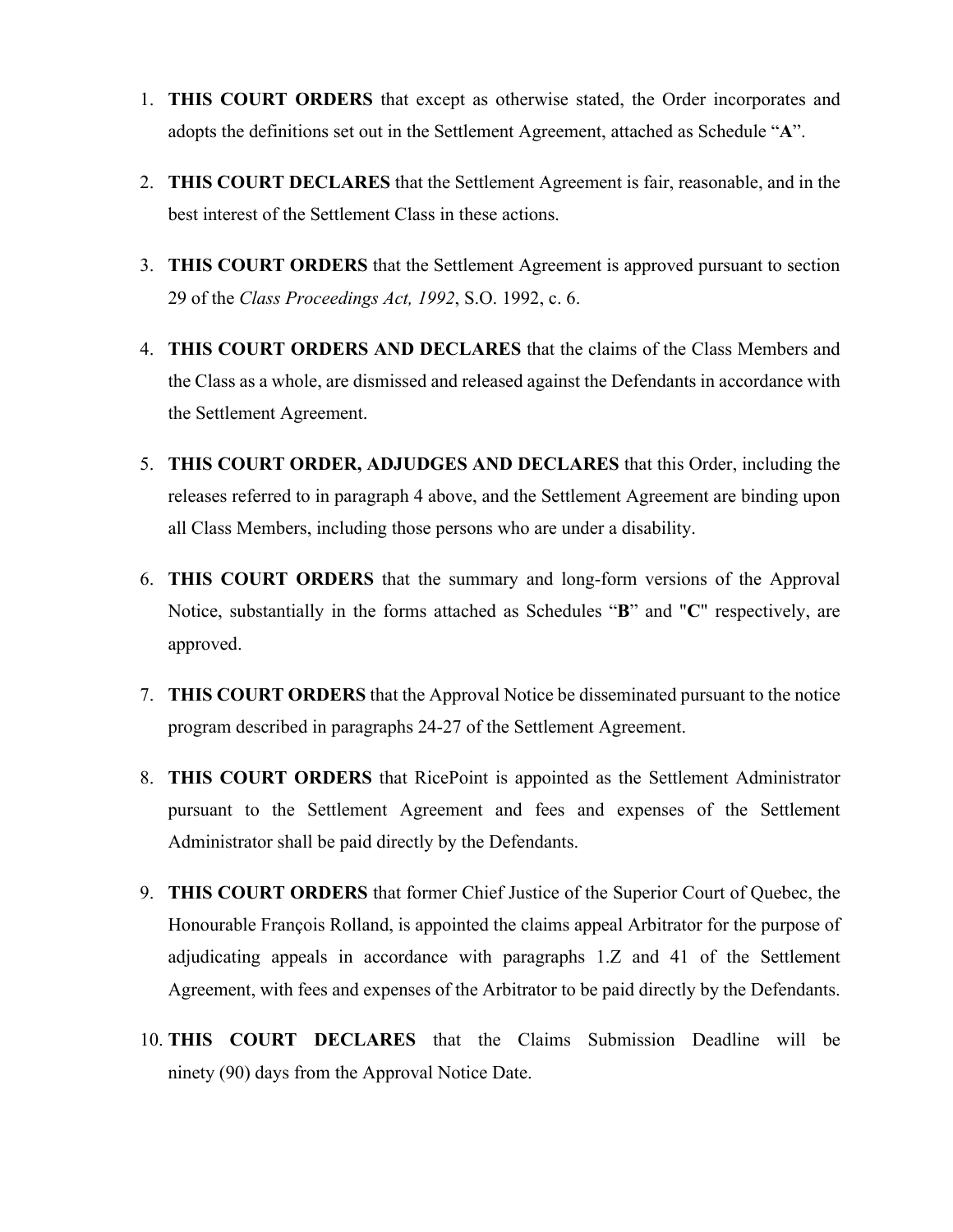1. **THIS COURT ORDERS** that except as otherwise stated, the Order incorporates and adopts the definitions set out in the Settlement Agreement, attached as Schedule "**A**".

2. **THIS COURT DECLARES** that the Settlement Agreement is fair, reasonable, and in the best interest of the Settlement Class in these actions.

3. **THIS COURT ORDERS** that the Settlement Agreement is approved pursuant to section 29 of the *Class Proceedings Act, 1992*, S.O. 1992, c. 6.

4. **THIS COURT ORDERS AND DECLARES** that the claims of the Class Members and the Class as a whole, are dismissed and released against the Defendants in accordance with the Settlement Agreement.

5. **THIS COURT ORDER, ADJUDGES AND DECLARES** that this Order, including the releases referred to in paragraph 4 above, and the Settlement Agreement are binding upon all Class Members, including those persons who are under a disability.

6. **THIS COURT ORDERS** that the summary and long-form versions of the Approval Notice, substantially in the forms attached as Schedules "**B**" and "**C**" respectively, are approved.

7. **THIS COURT ORDERS** that the Approval Notice be disseminated pursuant to the notice program described in paragraphs 24-27 of the Settlement Agreement.

8. **THIS COURT ORDERS** that RicePoint is appointed as the Settlement Administrator pursuant to the Settlement Agreement and fees and expenses of the Settlement Administrator shall be paid directly by the Defendants.

9. **THIS COURT ORDERS** that former Chief Justice of the Superior Court of Quebec, the Honourable François Rolland, is appointed the claims appeal Arbitrator for the purpose of adjudicating appeals in accordance with paragraphs 1.Z and 41 of the Settlement Agreement, with fees and expenses of the Arbitrator to be paid directly by the Defendants.

10. **THIS COURT DECLARES** that the Claims Submission Deadline will be ninety (90) days from the Approval Notice Date.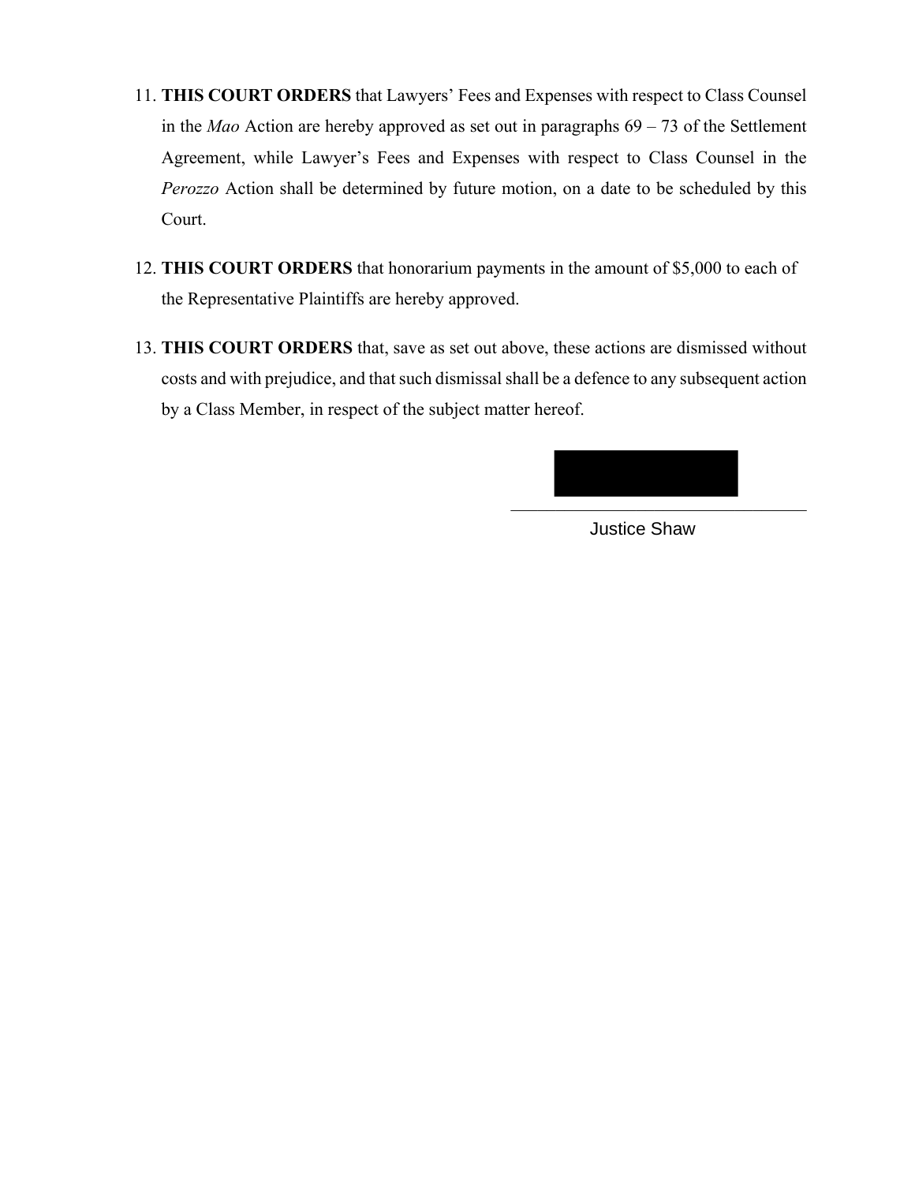11. **THIS COURT ORDERS** that Lawyers' Fees and Expenses with respect to Class Counsel in the *Mao* Action are hereby approved as set out in paragraphs 69 – 73 of the Settlement Agreement, while Lawyer's Fees and Expenses with respect to Class Counsel in the *Perozzo* Action shall be determined by future motion, on a date to be scheduled by this Court.

12. **THIS COURT ORDERS** that honorarium payments in the amount of $5,000 to each of the Representative Plaintiffs are hereby approved.

13. **THIS COURT ORDERS** that, save as set out above, these actions are dismissed without costs and with prejudice, and that such dismissal shall be a defence to any subsequent action by a Class Member, in respect of the subject matter hereof.

\_\_\_\_\_\_\_\_\_\_\_\_\_\_\_\_\_\_\_\_\_\_\_\_\_\_\_\_\_\_

Justice Shaw